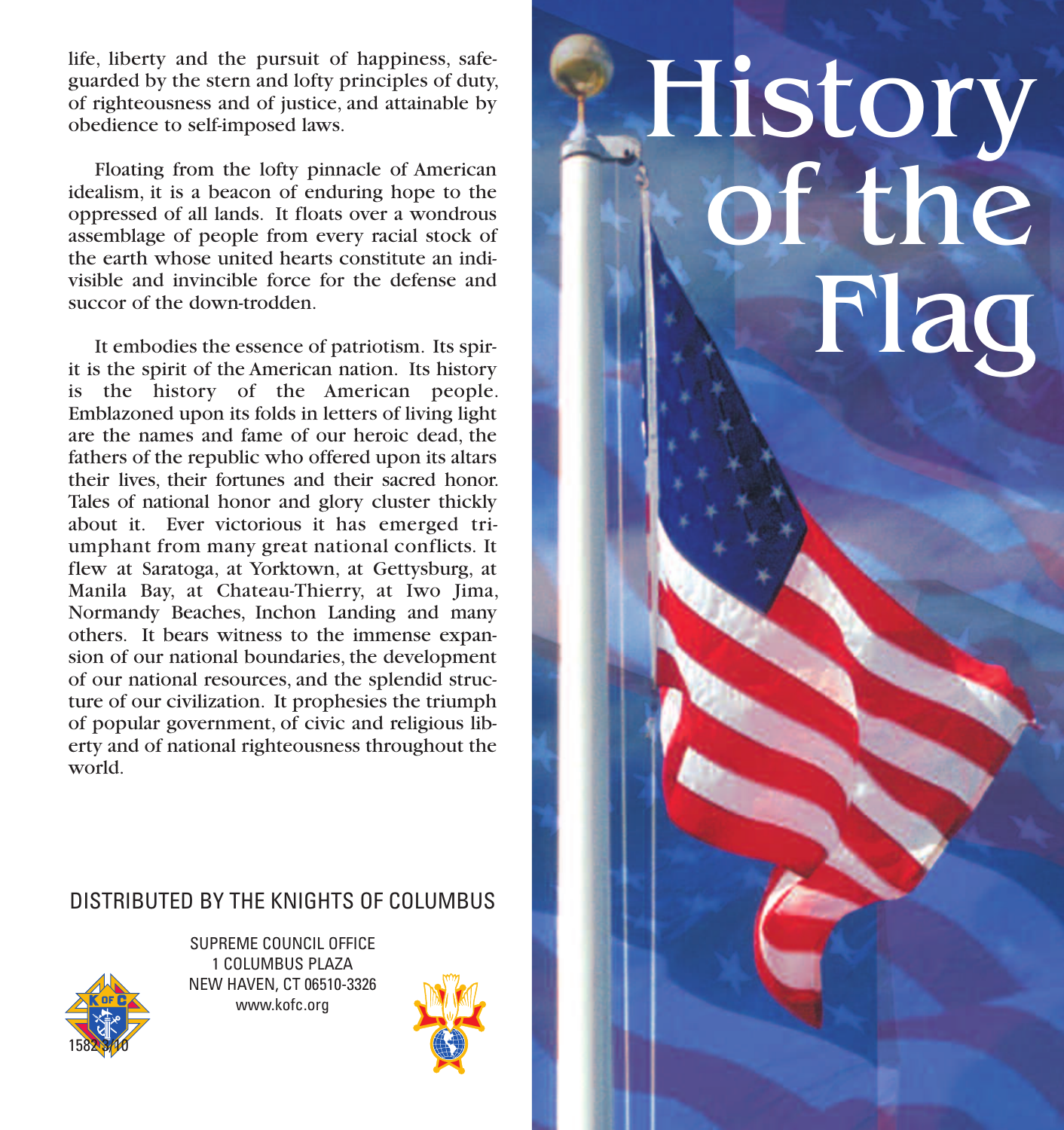# History of the Flag

life, liberty and the pursuit of happiness, safeguarded by the stern and lofty principles of duty, of righteousness and of justice, and attainable by obedience to self-imposed laws.

Floating from the lofty pinnacle of American idealism, it is a beacon of enduring hope to the oppressed of all lands. It floats over a wondrous assemblage of people from every racial stock of the earth whose united hearts constitute an indivisible and invincible force for the defense and succor of the down-trodden.

It embodies the essence of patriotism. Its spirit is the spirit of the American nation. Its history is the history of the American people. Emblazoned upon its folds in letters of living light are the names and fame of our heroic dead, the fathers of the republic who offered upon its altars their lives, their fortunes and their sacred honor. Tales of national honor and glory cluster thickly about it. Ever victorious it has emerged triumphant from many great national conflicts. It flew at Saratoga, at Yorktown, at Gettysburg, at Manila Bay, at Chateau-Thierry, at Iwo Jima, Normandy Beaches, Inchon Landing and many others. It bears witness to the immense expansion of our national boundaries, the development of our national resources, and the splendid structure of our civilization. It prophesies the triumph of popular government, of civic and religious liberty and of national righteousness throughout the world.

DISTRIBUTED BY THE KNIGHTS OF COLUMBUS

SUPREME COUNCIL OFFICE
1 COLUMBUS PLAZA
NEW HAVEN, CT 06510-3326
www.kofc.org

1582 3/10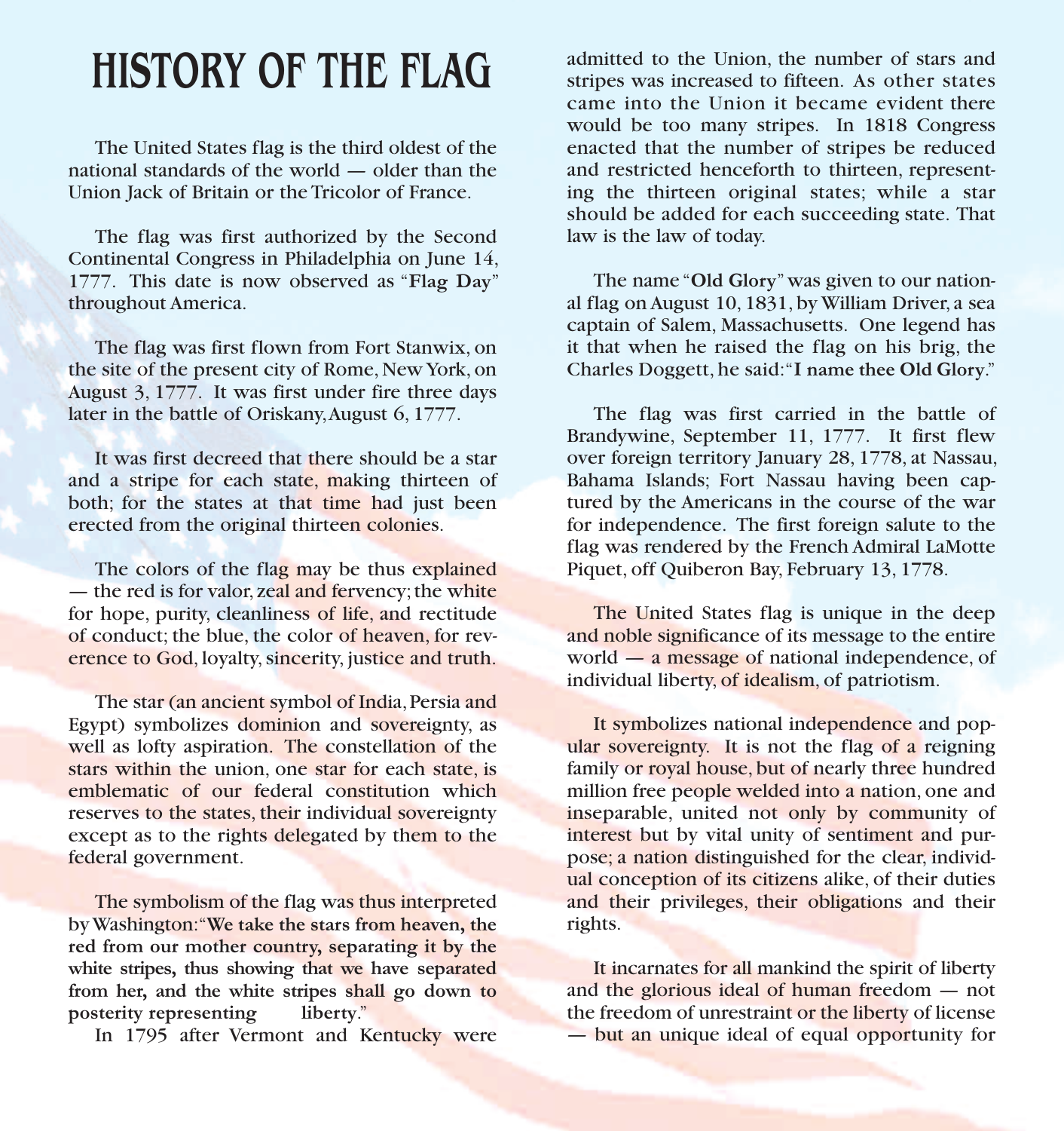# HISTORY OF THE FLAG

The United States flag is the third oldest of the national standards of the world — older than the Union Jack of Britain or the Tricolor of France.

The flag was first authorized by the Second Continental Congress in Philadelphia on June 14, 1777. This date is now observed as "**Flag Day**" throughout America.

The flag was first flown from Fort Stanwix, on the site of the present city of Rome, New York, on August 3, 1777. It was first under fire three days later in the battle of Oriskany, August 6, 1777.

It was first decreed that there should be a star and a stripe for each state, making thirteen of both; for the states at that time had just been erected from the original thirteen colonies.

The colors of the flag may be thus explained — the red is for valor, zeal and fervency; the white for hope, purity, cleanliness of life, and rectitude of conduct; the blue, the color of heaven, for reverence to God, loyalty, sincerity, justice and truth.

The star (an ancient symbol of India, Persia and Egypt) symbolizes dominion and sovereignty, as well as lofty aspiration. The constellation of the stars within the union, one star for each state, is emblematic of our federal constitution which reserves to the states, their individual sovereignty except as to the rights delegated by them to the federal government.

The symbolism of the flag was thus interpreted by Washington: "**We take the stars from heaven, the red from our mother country, separating it by the white stripes, thus showing that we have separated from her, and the white stripes shall go down to posterity representing liberty.**"

In 1795 after Vermont and Kentucky were admitted to the Union, the number of stars and stripes was increased to fifteen. As other states came into the Union it became evident there would be too many stripes. In 1818 Congress enacted that the number of stripes be reduced and restricted henceforth to thirteen, representing the thirteen original states; while a star should be added for each succeeding state. That law is the law of today.

The name "**Old Glory**" was given to our national flag on August 10, 1831, by William Driver, a sea captain of Salem, Massachusetts. One legend has it that when he raised the flag on his brig, the Charles Doggett, he said: "**I name thee Old Glory**."

The flag was first carried in the battle of Brandywine, September 11, 1777. It first flew over foreign territory January 28, 1778, at Nassau, Bahama Islands; Fort Nassau having been captured by the Americans in the course of the war for independence. The first foreign salute to the flag was rendered by the French Admiral LaMotte Piquet, off Quiberon Bay, February 13, 1778.

The United States flag is unique in the deep and noble significance of its message to the entire world — a message of national independence, of individual liberty, of idealism, of patriotism.

It symbolizes national independence and popular sovereignty. It is not the flag of a reigning family or royal house, but of nearly three hundred million free people welded into a nation, one and inseparable, united not only by community of interest but by vital unity of sentiment and purpose; a nation distinguished for the clear, individual conception of its citizens alike, of their duties and their privileges, their obligations and their rights.

It incarnates for all mankind the spirit of liberty and the glorious ideal of human freedom — not the freedom of unrestraint or the liberty of license — but an unique ideal of equal opportunity for